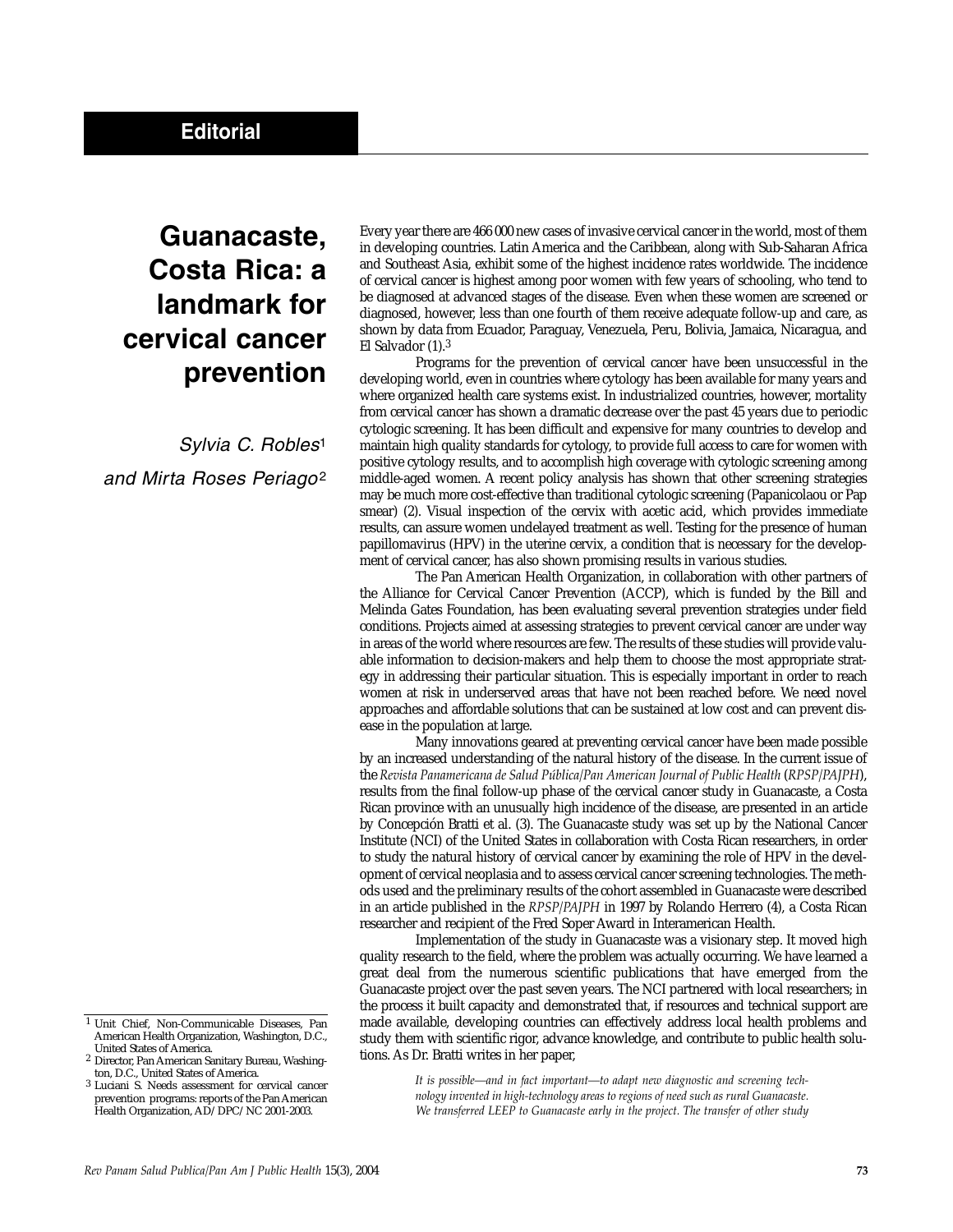**Editorial**

# Guanacaste, Costa Rica: a landmark for cervical cancer prevention

*Sylvia C. Robles*[1] *and Mirta Roses Periago*[2]

Every year there are 466 000 new cases of invasive cervical cancer in the world, most of them in developing countries. Latin America and the Caribbean, along with Sub-Saharan Africa and Southeast Asia, exhibit some of the highest incidence rates worldwide. The incidence of cervical cancer is highest among poor women with few years of schooling, who tend to be diagnosed at advanced stages of the disease. Even when these women are screened or diagnosed, however, less than one fourth of them receive adequate follow-up and care, as shown by data from Ecuador, Paraguay, Venezuela, Peru, Bolivia, Jamaica, Nicaragua, and El Salvador (1).[3]

Programs for the prevention of cervical cancer have been unsuccessful in the developing world, even in countries where cytology has been available for many years and where organized health care systems exist. In industrialized countries, however, mortality from cervical cancer has shown a dramatic decrease over the past 45 years due to periodic cytologic screening. It has been difficult and expensive for many countries to develop and maintain high quality standards for cytology, to provide full access to care for women with positive cytology results, and to accomplish high coverage with cytologic screening among middle-aged women. A recent policy analysis has shown that other screening strategies may be much more cost-effective than traditional cytologic screening (Papanicolaou or Pap smear) (2). Visual inspection of the cervix with acetic acid, which provides immediate results, can assure women undelayed treatment as well. Testing for the presence of human papillomavirus (HPV) in the uterine cervix, a condition that is necessary for the development of cervical cancer, has also shown promising results in various studies.

The Pan American Health Organization, in collaboration with other partners of the Alliance for Cervical Cancer Prevention (ACCP), which is funded by the Bill and Melinda Gates Foundation, has been evaluating several prevention strategies under field conditions. Projects aimed at assessing strategies to prevent cervical cancer are under way in areas of the world where resources are few. The results of these studies will provide valuable information to decision-makers and help them to choose the most appropriate strategy in addressing their particular situation. This is especially important in order to reach women at risk in underserved areas that have not been reached before. We need novel approaches and affordable solutions that can be sustained at low cost and can prevent disease in the population at large.

Many innovations geared at preventing cervical cancer have been made possible by an increased understanding of the natural history of the disease. In the current issue of the *Revista Panamericana de Salud Pública/Pan American Journal of Public Health* (*RPSP/PAJPH*), results from the final follow-up phase of the cervical cancer study in Guanacaste, a Costa Rican province with an unusually high incidence of the disease, are presented in an article by Concepción Bratti et al. (3). The Guanacaste study was set up by the National Cancer Institute (NCI) of the United States in collaboration with Costa Rican researchers, in order to study the natural history of cervical cancer by examining the role of HPV in the development of cervical neoplasia and to assess cervical cancer screening technologies. The methods used and the preliminary results of the cohort assembled in Guanacaste were described in an article published in the *RPSP/PAJPH* in 1997 by Rolando Herrero (4), a Costa Rican researcher and recipient of the Fred Soper Award in Interamerican Health.

Implementation of the study in Guanacaste was a visionary step. It moved high quality research to the field, where the problem was actually occurring. We have learned a great deal from the numerous scientific publications that have emerged from the Guanacaste project over the past seven years. The NCI partnered with local researchers; in the process it built capacity and demonstrated that, if resources and technical support are made available, developing countries can effectively address local health problems and study them with scientific rigor, advance knowledge, and contribute to public health solutions. As Dr. Bratti writes in her paper,

> *It is possible—and in fact important—to adapt new diagnostic and screening technology invented in high-technology areas to regions of need such as rural Guanacaste. We transferred LEEP to Guanacaste early in the project. The transfer of other study*

---

[1] Unit Chief, Non-Communicable Diseases, Pan American Health Organization, Washington, D.C., United States of America.

[2] Director, Pan American Sanitary Bureau, Washington, D.C., United States of America.

[3] Luciani S. Needs assessment for cervical cancer prevention programs: reports of the Pan American Health Organization, AD/DPC/NC 2001-2003.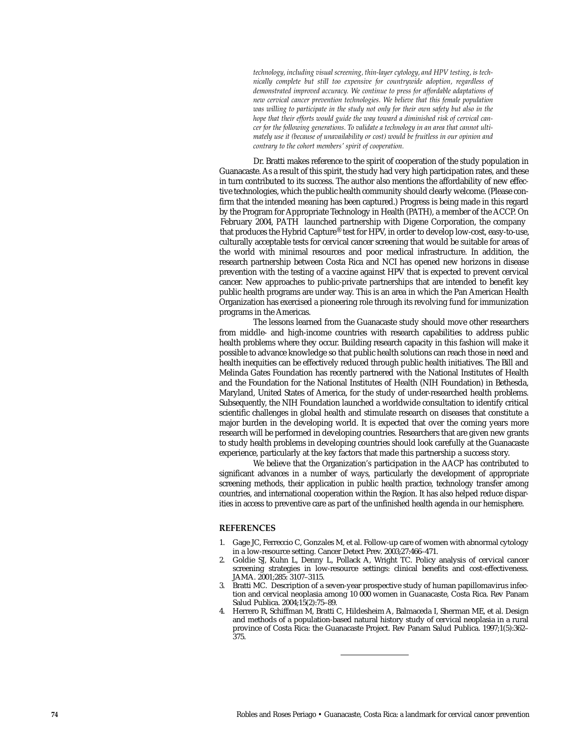*technology, including visual screening, thin-layer cytology, and HPV testing, is technically complete but still too expensive for countrywide adoption, regardless of demonstrated improved accuracy. We continue to press for affordable adaptations of new cervical cancer prevention technologies. We believe that this female population was willing to participate in the study not only for their own safety but also in the hope that their efforts would guide the way toward a diminished risk of cervical cancer for the following generations. To validate a technology in an area that cannot ultimately use it (because of unavailability or cost) would be fruitless in our opinion and contrary to the cohort members' spirit of cooperation.*

Dr. Bratti makes reference to the spirit of cooperation of the study population in Guanacaste. As a result of this spirit, the study had very high participation rates, and these in turn contributed to its success. The author also mentions the affordability of new effective technologies, which the public health community should clearly welcome. (Please confirm that the intended meaning has been captured.) Progress is being made in this regard by the Program for Appropriate Technology in Health (PATH), a member of the ACCP. On February 2004, PATH launched partnership with Digene Corporation, the company that produces the Hybrid Capture® test for HPV, in order to develop low-cost, easy-to-use, culturally acceptable tests for cervical cancer screening that would be suitable for areas of the world with minimal resources and poor medical infrastructure. In addition, the research partnership between Costa Rica and NCI has opened new horizons in disease prevention with the testing of a vaccine against HPV that is expected to prevent cervical cancer. New approaches to public-private partnerships that are intended to benefit key public health programs are under way. This is an area in which the Pan American Health Organization has exercised a pioneering role through its revolving fund for immunization programs in the Americas.

The lessons learned from the Guanacaste study should move other researchers from middle- and high-income countries with research capabilities to address public health problems where they occur. Building research capacity in this fashion will make it possible to advance knowledge so that public health solutions can reach those in need and health inequities can be effectively reduced through public health initiatives. The Bill and Melinda Gates Foundation has recently partnered with the National Institutes of Health and the Foundation for the National Institutes of Health (NIH Foundation) in Bethesda, Maryland, United States of America, for the study of under-researched health problems. Subsequently, the NIH Foundation launched a worldwide consultation to identify critical scientific challenges in global health and stimulate research on diseases that constitute a major burden in the developing world. It is expected that over the coming years more research will be performed in developing countries. Researchers that are given new grants to study health problems in developing countries should look carefully at the Guanacaste experience, particularly at the key factors that made this partnership a success story.

We believe that the Organization's participation in the AACP has contributed to significant advances in a number of ways, particularly the development of appropriate screening methods, their application in public health practice, technology transfer among countries, and international cooperation within the Region. It has also helped reduce disparities in access to preventive care as part of the unfinished health agenda in our hemisphere.

## REFERENCES

1. Gage JC, Ferreccio C, Gonzales M, et al. Follow-up care of women with abnormal cytology in a low-resource setting. Cancer Detect Prev. 2003;27:466–471.
2. Goldie SJ, Kuhn L, Denny L, Pollack A, Wright TC. Policy analysis of cervical cancer screening strategies in low-resource settings: clinical benefits and cost-effectiveness. JAMA. 2001;285: 3107–3115.
3. Bratti MC. Description of a seven-year prospective study of human papillomavirus infection and cervical neoplasia among 10 000 women in Guanacaste, Costa Rica. Rev Panam Salud Publica. 2004;15(2):75–89.
4. Herrero R, Schiffman M, Bratti C, Hildesheim A, Balmaceda I, Sherman ME, et al. Design and methods of a population-based natural history study of cervical neoplasia in a rural province of Costa Rica: the Guanacaste Project. Rev Panam Salud Publica. 1997;1(5):362–375.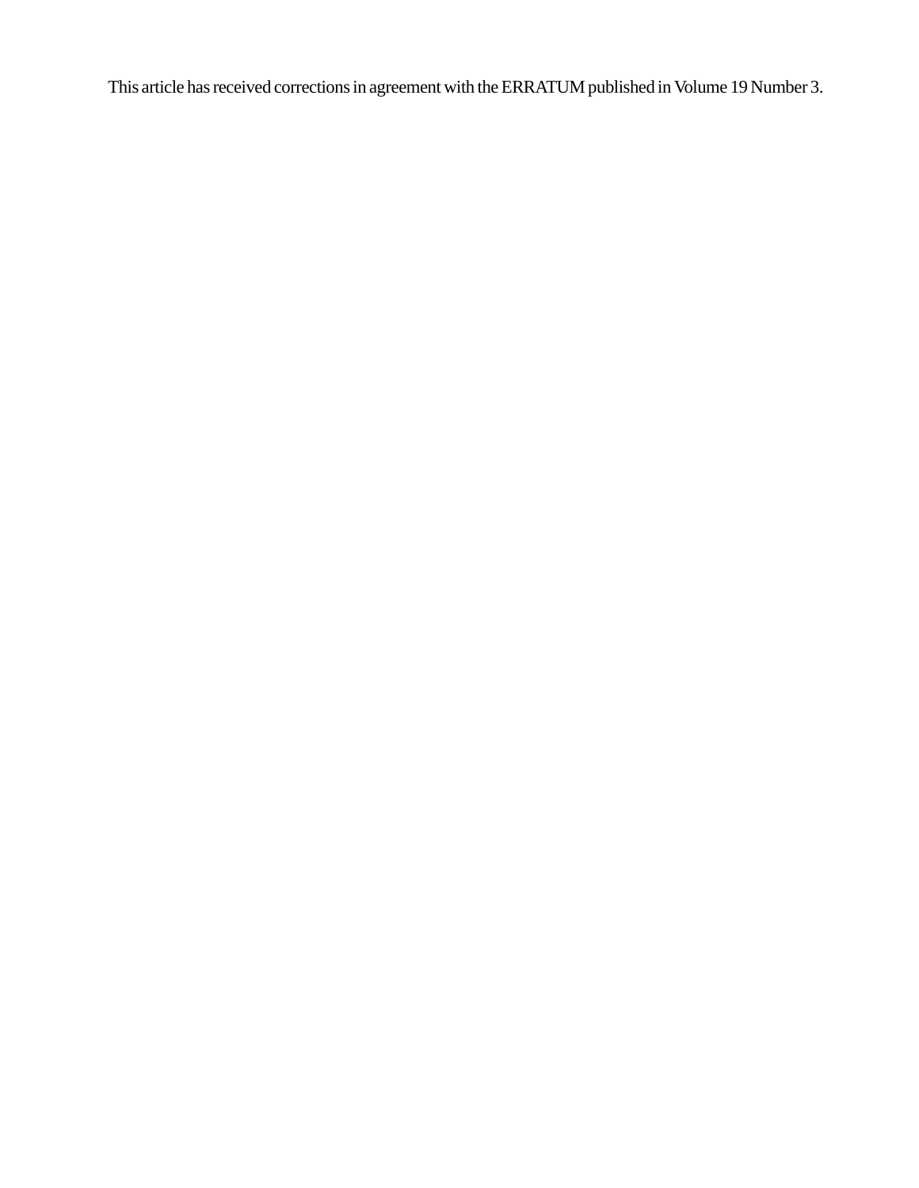This article has received corrections in agreement with the ERRATUM published in Volume 19 Number 3.